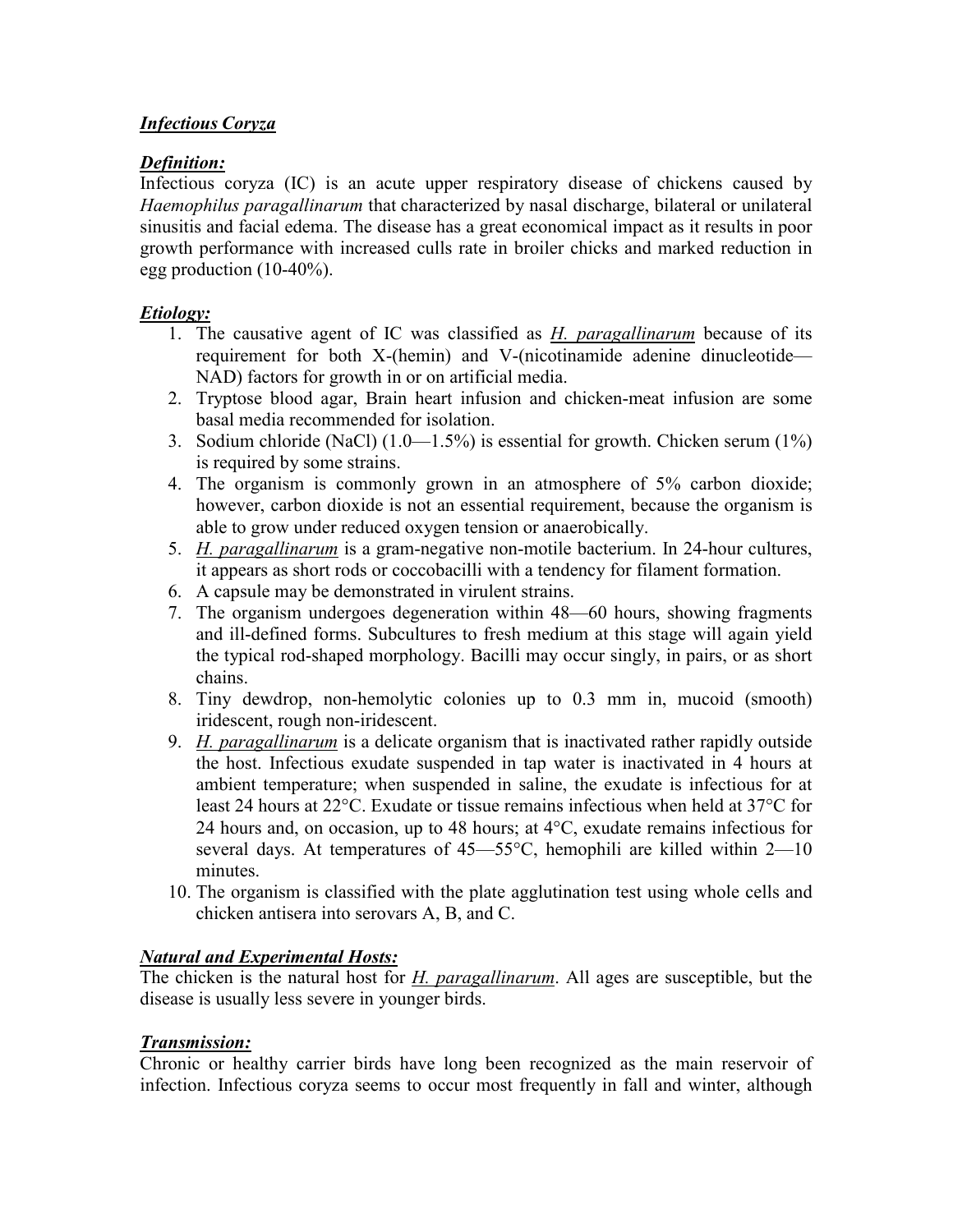## ***Infectious Coryza***

### ***Definition:***

Infectious coryza (IC) is an acute upper respiratory disease of chickens caused by *Haemophilus paragallinarum* that characterized by nasal discharge, bilateral or unilateral sinusitis and facial edema. The disease has a great economical impact as it results in poor growth performance with increased culls rate in broiler chicks and marked reduction in egg production (10-40%).

### ***Etiology:***

1. The causative agent of IC was classified as *H. paragallinarum* because of its requirement for both X-(hemin) and V-(nicotinamide adenine dinucleotide—NAD) factors for growth in or on artificial media.
2. Tryptose blood agar, Brain heart infusion and chicken-meat infusion are some basal media recommended for isolation.
3. Sodium chloride (NaCl) (1.0—1.5%) is essential for growth. Chicken serum (1%) is required by some strains.
4. The organism is commonly grown in an atmosphere of 5% carbon dioxide; however, carbon dioxide is not an essential requirement, because the organism is able to grow under reduced oxygen tension or anaerobically.
5. *H. paragallinarum* is a gram-negative non-motile bacterium. In 24-hour cultures, it appears as short rods or coccobacilli with a tendency for filament formation.
6. A capsule may be demonstrated in virulent strains.
7. The organism undergoes degeneration within 48—60 hours, showing fragments and ill-defined forms. Subcultures to fresh medium at this stage will again yield the typical rod-shaped morphology. Bacilli may occur singly, in pairs, or as short chains.
8. Tiny dewdrop, non-hemolytic colonies up to 0.3 mm in, mucoid (smooth) iridescent, rough non-iridescent.
9. *H. paragallinarum* is a delicate organism that is inactivated rather rapidly outside the host. Infectious exudate suspended in tap water is inactivated in 4 hours at ambient temperature; when suspended in saline, the exudate is infectious for at least 24 hours at 22°C. Exudate or tissue remains infectious when held at 37°C for 24 hours and, on occasion, up to 48 hours; at 4°C, exudate remains infectious for several days. At temperatures of 45—55°C, hemophili are killed within 2—10 minutes.
10. The organism is classified with the plate agglutination test using whole cells and chicken antisera into serovars A, B, and C.

### ***Natural and Experimental Hosts:***

The chicken is the natural host for *H. paragallinarum*. All ages are susceptible, but the disease is usually less severe in younger birds.

### ***Transmission:***

Chronic or healthy carrier birds have long been recognized as the main reservoir of infection. Infectious coryza seems to occur most frequently in fall and winter, although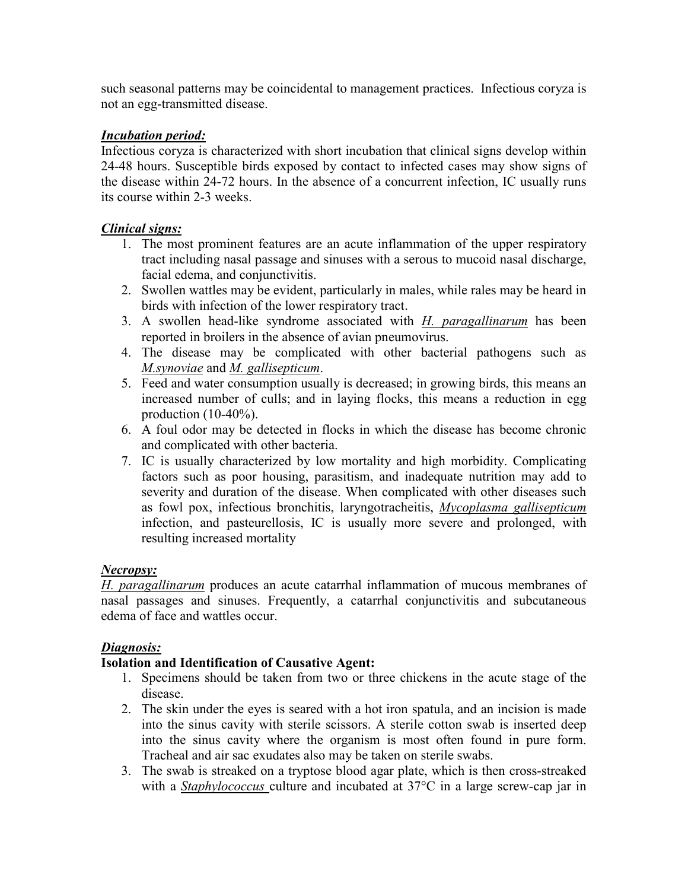such seasonal patterns may be coincidental to management practices. Infectious coryza is not an egg-transmitted disease.

***Incubation period:***

Infectious coryza is characterized with short incubation that clinical signs develop within 24-48 hours. Susceptible birds exposed by contact to infected cases may show signs of the disease within 24-72 hours. In the absence of a concurrent infection, IC usually runs its course within 2-3 weeks.

***Clinical signs:***

1. The most prominent features are an acute inflammation of the upper respiratory tract including nasal passage and sinuses with a serous to mucoid nasal discharge, facial edema, and conjunctivitis.
2. Swollen wattles may be evident, particularly in males, while rales may be heard in birds with infection of the lower respiratory tract.
3. A swollen head-like syndrome associated with *H. paragallinarum* has been reported in broilers in the absence of avian pneumovirus.
4. The disease may be complicated with other bacterial pathogens such as *M.synoviae* and *M. gallisepticum*.
5. Feed and water consumption usually is decreased; in growing birds, this means an increased number of culls; and in laying flocks, this means a reduction in egg production (10-40%).
6. A foul odor may be detected in flocks in which the disease has become chronic and complicated with other bacteria.
7. IC is usually characterized by low mortality and high morbidity. Complicating factors such as poor housing, parasitism, and inadequate nutrition may add to severity and duration of the disease. When complicated with other diseases such as fowl pox, infectious bronchitis, laryngotracheitis, *Mycoplasma gallisepticum* infection, and pasteurellosis, IC is usually more severe and prolonged, with resulting increased mortality

***Necropsy:***

*H. paragallinarum* produces an acute catarrhal inflammation of mucous membranes of nasal passages and sinuses. Frequently, a catarrhal conjunctivitis and subcutaneous edema of face and wattles occur.

***Diagnosis:***

**Isolation and Identification of Causative Agent:**

1. Specimens should be taken from two or three chickens in the acute stage of the disease.
2. The skin under the eyes is seared with a hot iron spatula, and an incision is made into the sinus cavity with sterile scissors. A sterile cotton swab is inserted deep into the sinus cavity where the organism is most often found in pure form. Tracheal and air sac exudates also may be taken on sterile swabs.
3. The swab is streaked on a tryptose blood agar plate, which is then cross-streaked with a *Staphylococcus* culture and incubated at 37°C in a large screw-cap jar in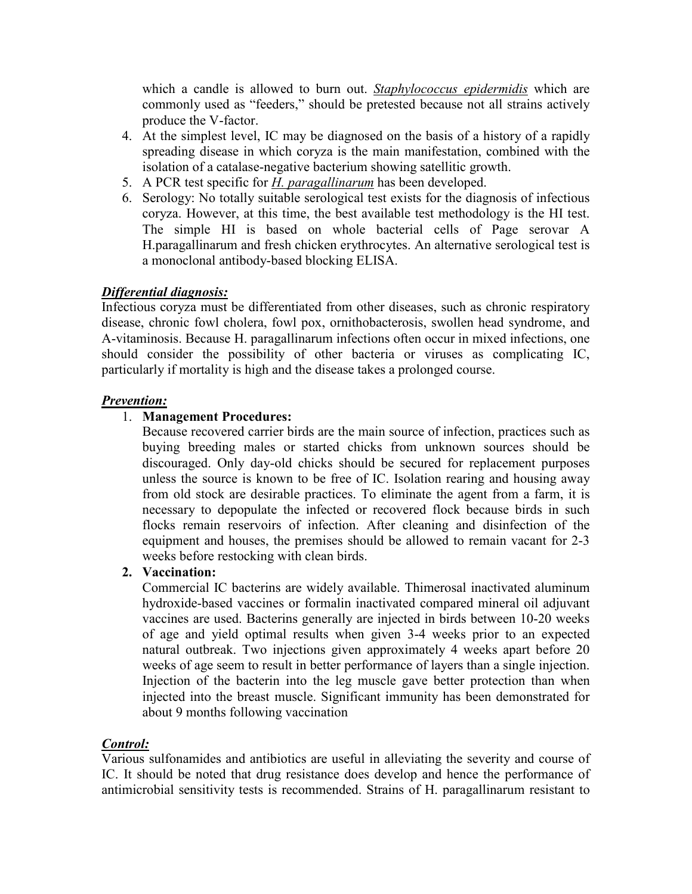which a candle is allowed to burn out. *Staphylococcus epidermidis* which are commonly used as "feeders," should be pretested because not all strains actively produce the V-factor.

4. At the simplest level, IC may be diagnosed on the basis of a history of a rapidly spreading disease in which coryza is the main manifestation, combined with the isolation of a catalase-negative bacterium showing satellitic growth.
5. A PCR test specific for *H. paragallinarum* has been developed.
6. Serology: No totally suitable serological test exists for the diagnosis of infectious coryza. However, at this time, the best available test methodology is the HI test. The simple HI is based on whole bacterial cells of Page serovar A H.paragallinarum and fresh chicken erythrocytes. An alternative serological test is a monoclonal antibody-based blocking ELISA.

### *Differential diagnosis:*

Infectious coryza must be differentiated from other diseases, such as chronic respiratory disease, chronic fowl cholera, fowl pox, ornithobacterosis, swollen head syndrome, and A-vitaminosis. Because H. paragallinarum infections often occur in mixed infections, one should consider the possibility of other bacteria or viruses as complicating IC, particularly if mortality is high and the disease takes a prolonged course.

### *Prevention:*

1. **Management Procedures:**
   Because recovered carrier birds are the main source of infection, practices such as buying breeding males or started chicks from unknown sources should be discouraged. Only day-old chicks should be secured for replacement purposes unless the source is known to be free of IC. Isolation rearing and housing away from old stock are desirable practices. To eliminate the agent from a farm, it is necessary to depopulate the infected or recovered flock because birds in such flocks remain reservoirs of infection. After cleaning and disinfection of the equipment and houses, the premises should be allowed to remain vacant for 2-3 weeks before restocking with clean birds.
2. **Vaccination:**
   Commercial IC bacterins are widely available. Thimerosal inactivated aluminum hydroxide-based vaccines or formalin inactivated compared mineral oil adjuvant vaccines are used. Bacterins generally are injected in birds between 10-20 weeks of age and yield optimal results when given 3-4 weeks prior to an expected natural outbreak. Two injections given approximately 4 weeks apart before 20 weeks of age seem to result in better performance of layers than a single injection. Injection of the bacterin into the leg muscle gave better protection than when injected into the breast muscle. Significant immunity has been demonstrated for about 9 months following vaccination

### *Control:*

Various sulfonamides and antibiotics are useful in alleviating the severity and course of IC. It should be noted that drug resistance does develop and hence the performance of antimicrobial sensitivity tests is recommended. Strains of H. paragallinarum resistant to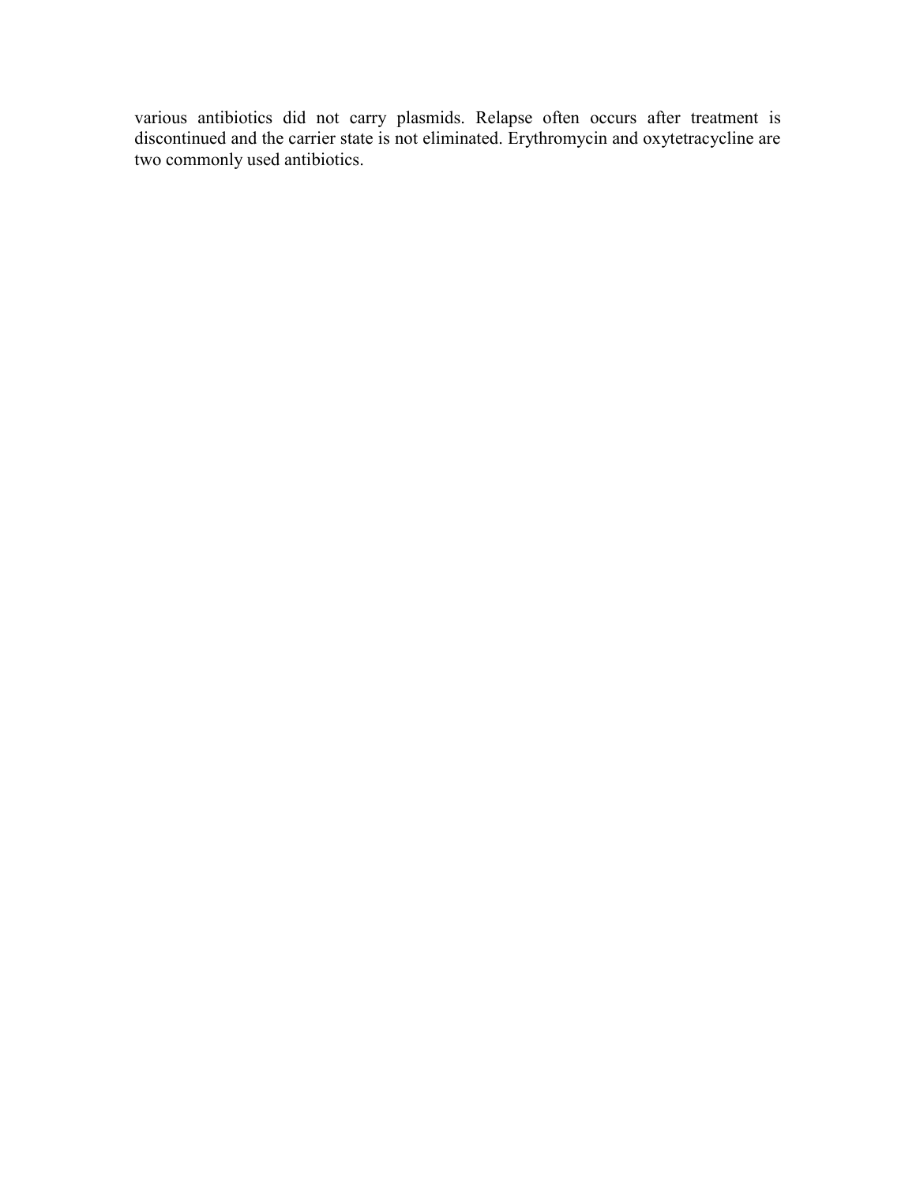various antibiotics did not carry plasmids. Relapse often occurs after treatment is discontinued and the carrier state is not eliminated. Erythromycin and oxytetracycline are two commonly used antibiotics.